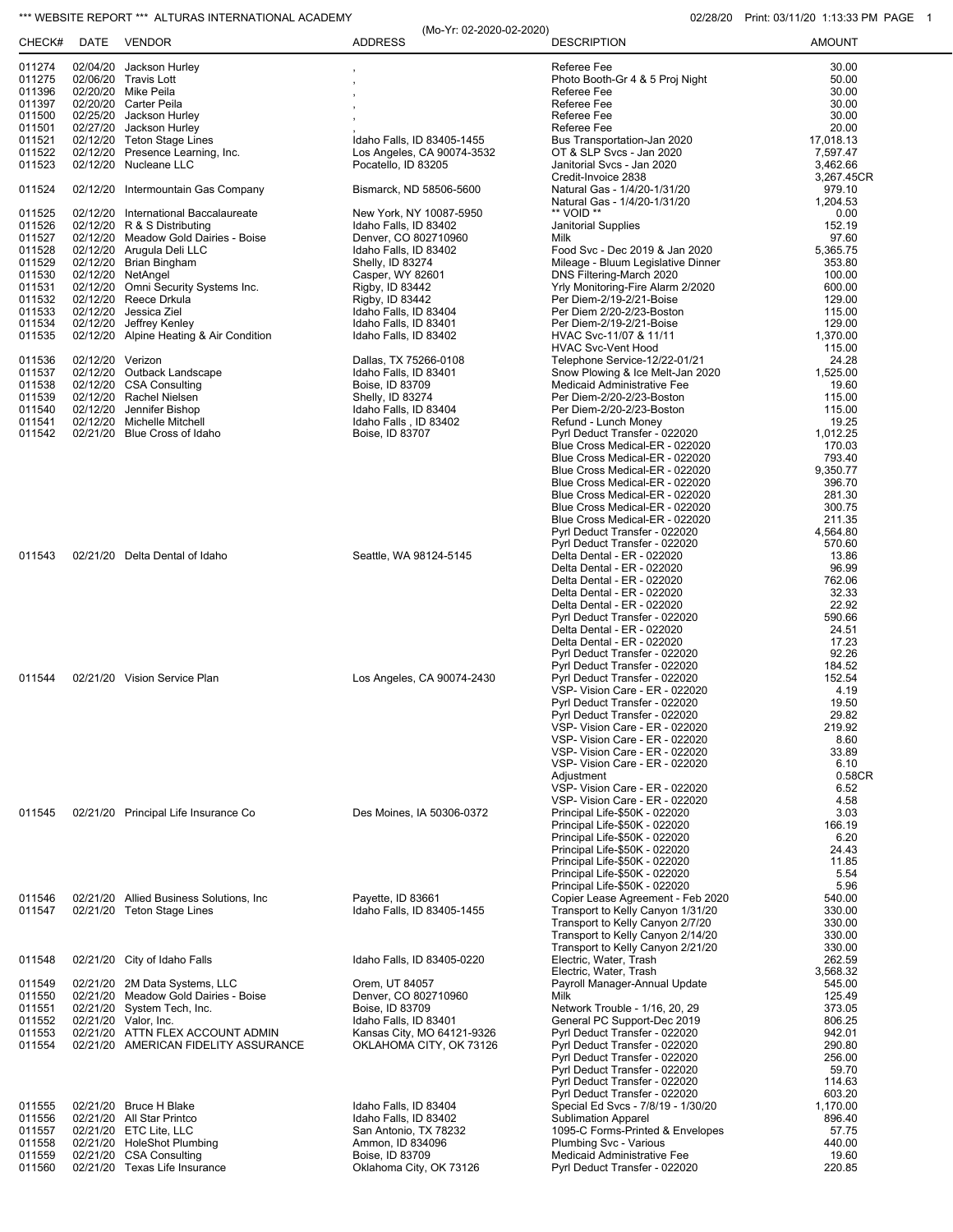*** WEBSITE REPORT *** ALTURAS INTERNATIONAL ACADEMY

02/28/20 Print: 03/11/20 1:13:33 PM

(Mo-Yr: 02-2020-02-2020)

| CHECK# | DATE | VENDOR | ADDRESS | DESCRIPTION | AMOUNT |
|---|---|---|---|---|---|
| 011274 | 02/04/20 | Jackson Hurley | , | Referee Fee | 30.00 |
| 011275 | 02/06/20 | Travis Lott | , | Photo Booth-Gr 4 & 5 Proj Night | 50.00 |
| 011396 | 02/20/20 | Mike Peila | , | Referee Fee | 30.00 |
| 011397 | 02/20/20 | Carter Peila | , | Referee Fee | 30.00 |
| 011500 | 02/25/20 | Jackson Hurley | , | Referee Fee | 30.00 |
| 011501 | 02/27/20 | Jackson Hurley | , | Referee Fee | 20.00 |
| 011521 | 02/12/20 | Teton Stage Lines | Idaho Falls, ID 83405-1455 | Bus Transportation-Jan 2020 | 17,018.13 |
| 011522 | 02/12/20 | Presence Learning, Inc. | Los Angeles, CA 90074-3532 | OT & SLP Svcs - Jan 2020 | 7,597.47 |
| 011523 | 02/12/20 | Nucleane LLC | Pocatello, ID 83205 | Janitorial Svcs - Jan 2020 | 3,462.66 |
| | | | | Credit-Invoice 2838 | 3,267.45CR |
| 011524 | 02/12/20 | Intermountain Gas Company | Bismarck, ND 58506-5600 | Natural Gas - 1/4/20-1/31/20 | 979.10 |
| | | | | Natural Gas - 1/4/20-1/31/20 | 1,204.53 |
| 011525 | 02/12/20 | International Baccalaureate | New York, NY 10087-5950 | ** VOID ** | 0.00 |
| 011526 | 02/12/20 | R & S Distributing | Idaho Falls, ID 83402 | Janitorial Supplies | 152.19 |
| 011527 | 02/12/20 | Meadow Gold Dairies - Boise | Denver, CO 802710960 | Milk | 97.60 |
| 011528 | 02/12/20 | Arugula Deli LLC | Idaho Falls, ID 83402 | Food Svc - Dec 2019 & Jan 2020 | 5,365.75 |
| 011529 | 02/12/20 | Brian Bingham | Shelly, ID 83274 | Mileage - Bluum Legislative Dinner | 353.80 |
| 011530 | 02/12/20 | NetAngel | Casper, WY 82601 | DNS Filtering-March 2020 | 100.00 |
| 011531 | 02/12/20 | Omni Security Systems Inc. | Rigby, ID 83442 | Yrly Monitoring-Fire Alarm 2/2020 | 600.00 |
| 011532 | 02/12/20 | Reece Drkula | Rigby, ID 83442 | Per Diem-2/19-2/21-Boise | 129.00 |
| 011533 | 02/12/20 | Jessica Ziel | Idaho Falls, ID 83404 | Per Diem 2/20-2/23-Boston | 115.00 |
| 011534 | 02/12/20 | Jeffrey Kenley | Idaho Falls, ID 83401 | Per Diem-2/19-2/21-Boise | 129.00 |
| 011535 | 02/12/20 | Alpine Heating & Air Condition | Idaho Falls, ID 83402 | HVAC Svc-11/07 & 11/11 | 1,370.00 |
| | | | | HVAC Svc-Vent Hood | 115.00 |
| 011536 | 02/12/20 | Verizon | Dallas, TX 75266-0108 | Telephone Service-12/22-01/21 | 24.28 |
| 011537 | 02/12/20 | Outback Landscape | Idaho Falls, ID 83401 | Snow Plowing & Ice Melt-Jan 2020 | 1,525.00 |
| 011538 | 02/12/20 | CSA Consulting | Boise, ID 83709 | Medicaid Administrative Fee | 19.60 |
| 011539 | 02/12/20 | Rachel Nielsen | Shelly, ID 83274 | Per Diem-2/20-2/23-Boston | 115.00 |
| 011540 | 02/12/20 | Jennifer Bishop | Idaho Falls, ID 83404 | Per Diem-2/20-2/23-Boston | 115.00 |
| 011541 | 02/12/20 | Michelle Mitchell | Idaho Falls , ID 83402 | Refund - Lunch Money | 19.25 |
| 011542 | 02/21/20 | Blue Cross of Idaho | Boise, ID 83707 | Pyrl Deduct Transfer - 022020 | 1,012.25 |
| | | | | Blue Cross Medical-ER - 022020 | 170.03 |
| | | | | Blue Cross Medical-ER - 022020 | 793.40 |
| | | | | Blue Cross Medical-ER - 022020 | 9,350.77 |
| | | | | Blue Cross Medical-ER - 022020 | 396.70 |
| | | | | Blue Cross Medical-ER - 022020 | 281.30 |
| | | | | Blue Cross Medical-ER - 022020 | 300.75 |
| | | | | Blue Cross Medical-ER - 022020 | 211.35 |
| | | | | Pyrl Deduct Transfer - 022020 | 4,564.80 |
| | | | | Pyrl Deduct Transfer - 022020 | 570.60 |
| 011543 | 02/21/20 | Delta Dental of Idaho | Seattle, WA 98124-5145 | Delta Dental - ER - 022020 | 13.86 |
| | | | | Delta Dental - ER - 022020 | 96.99 |
| | | | | Delta Dental - ER - 022020 | 762.06 |
| | | | | Delta Dental - ER - 022020 | 32.33 |
| | | | | Delta Dental - ER - 022020 | 22.92 |
| | | | | Pyrl Deduct Transfer - 022020 | 590.66 |
| | | | | Delta Dental - ER - 022020 | 24.51 |
| | | | | Delta Dental - ER - 022020 | 17.23 |
| | | | | Pyrl Deduct Transfer - 022020 | 92.26 |
| | | | | Pyrl Deduct Transfer - 022020 | 184.52 |
| 011544 | 02/21/20 | Vision Service Plan | Los Angeles, CA 90074-2430 | Pyrl Deduct Transfer - 022020 | 152.54 |
| | | | | VSP- Vision Care - ER - 022020 | 4.19 |
| | | | | Pyrl Deduct Transfer - 022020 | 19.50 |
| | | | | Pyrl Deduct Transfer - 022020 | 29.82 |
| | | | | VSP- Vision Care - ER - 022020 | 219.92 |
| | | | | VSP- Vision Care - ER - 022020 | 8.60 |
| | | | | VSP- Vision Care - ER - 022020 | 33.89 |
| | | | | VSP- Vision Care - ER - 022020 | 6.10 |
| | | | | Adjustment | 0.58CR |
| | | | | VSP- Vision Care - ER - 022020 | 6.52 |
| | | | | VSP- Vision Care - ER - 022020 | 4.58 |
| 011545 | 02/21/20 | Principal Life Insurance Co | Des Moines, IA 50306-0372 | Principal Life-$50K - 022020 | 3.03 |
| | | | | Principal Life-$50K - 022020 | 166.19 |
| | | | | Principal Life-$50K - 022020 | 6.20 |
| | | | | Principal Life-$50K - 022020 | 24.43 |
| | | | | Principal Life-$50K - 022020 | 11.85 |
| | | | | Principal Life-$50K - 022020 | 5.54 |
| | | | | Principal Life-$50K - 022020 | 5.96 |
| 011546 | 02/21/20 | Allied Business Solutions, Inc | Payette, ID 83661 | Copier Lease Agreement - Feb 2020 | 540.00 |
| 011547 | 02/21/20 | Teton Stage Lines | Idaho Falls, ID 83405-1455 | Transport to Kelly Canyon 1/31/20 | 330.00 |
| | | | | Transport to Kelly Canyon 2/7/20 | 330.00 |
| | | | | Transport to Kelly Canyon 2/14/20 | 330.00 |
| | | | | Transport to Kelly Canyon 2/21/20 | 330.00 |
| 011548 | 02/21/20 | City of Idaho Falls | Idaho Falls, ID 83405-0220 | Electric, Water, Trash | 262.59 |
| | | | | Electric, Water, Trash | 3,568.32 |
| 011549 | 02/21/20 | 2M Data Systems, LLC | Orem, UT 84057 | Payroll Manager-Annual Update | 545.00 |
| 011550 | 02/21/20 | Meadow Gold Dairies - Boise | Denver, CO 802710960 | Milk | 125.49 |
| 011551 | 02/21/20 | System Tech, Inc. | Boise, ID 83709 | Network Trouble - 1/16, 20, 29 | 373.05 |
| 011552 | 02/21/20 | Valor, Inc. | Idaho Falls, ID 83401 | General PC Support-Dec 2019 | 806.25 |
| 011553 | 02/21/20 | ATTN FLEX ACCOUNT ADMIN | Kansas City, MO 64121-9326 | Pyrl Deduct Transfer - 022020 | 942.01 |
| 011554 | 02/21/20 | AMERICAN FIDELITY ASSURANCE | OKLAHOMA CITY, OK 73126 | Pyrl Deduct Transfer - 022020 | 290.80 |
| | | | | Pyrl Deduct Transfer - 022020 | 256.00 |
| | | | | Pyrl Deduct Transfer - 022020 | 59.70 |
| | | | | Pyrl Deduct Transfer - 022020 | 114.63 |
| | | | | Pyrl Deduct Transfer - 022020 | 603.20 |
| 011555 | 02/21/20 | Bruce H Blake | Idaho Falls, ID 83404 | Special Ed Svcs - 7/8/19 - 1/30/20 | 1,170.00 |
| 011556 | 02/21/20 | All Star Printco | Idaho Falls, ID 83402 | Sublimation Apparel | 896.40 |
| 011557 | 02/21/20 | ETC Lite, LLC | San Antonio, TX 78232 | 1095-C Forms-Printed & Envelopes | 57.75 |
| 011558 | 02/21/20 | HoleShot Plumbing | Ammon, ID 834096 | Plumbing Svc - Various | 440.00 |
| 011559 | 02/21/20 | CSA Consulting | Boise, ID 83709 | Medicaid Administrative Fee | 19.60 |
| 011560 | 02/21/20 | Texas Life Insurance | Oklahoma City, OK 73126 | Pyrl Deduct Transfer - 022020 | 220.85 |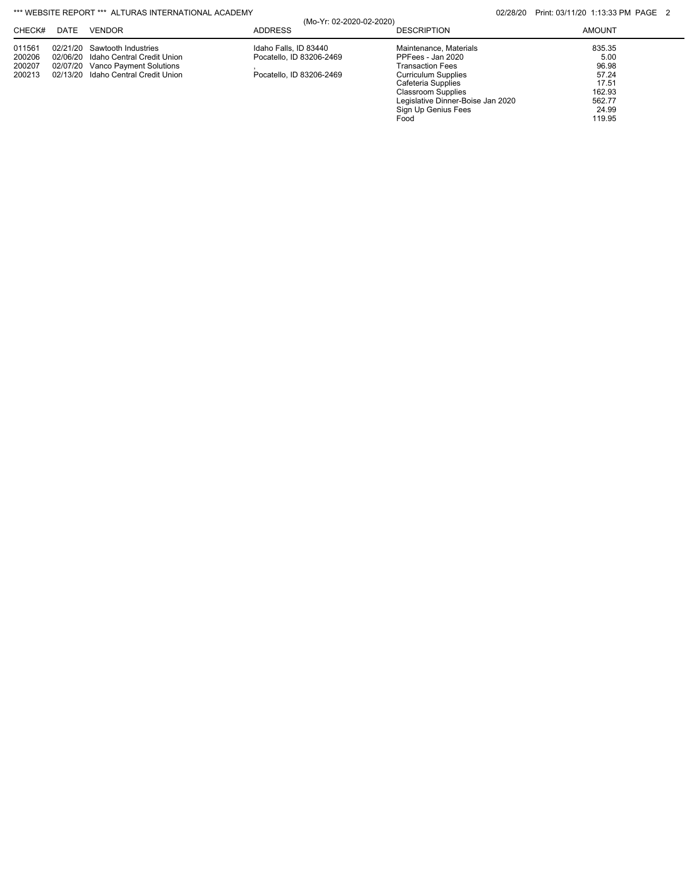*** WEBSITE REPORT *** ALTURAS INTERNATIONAL ACADEMY

02/28/20 Print: 03/11/20 1:13:33 PM

(Mo-Yr: 02-2020-02-2020)

| CHECK# | DATE | VENDOR | ADDRESS | DESCRIPTION | AMOUNT |
|---|---|---|---|---|---|
| 011561 | 02/21/20 | Sawtooth Industries | Idaho Falls, ID 83440 | Maintenance, Materials | 835.35 |
| 200206 | 02/06/20 | Idaho Central Credit Union | Pocatello, ID 83206-2469 | PPFees - Jan 2020 | 5.00 |
| 200207 | 02/07/20 | Vanco Payment Solutions | , | Transaction Fees | 96.98 |
| 200213 | 02/13/20 | Idaho Central Credit Union | Pocatello, ID 83206-2469 | Curriculum Supplies | 57.24 |
| | | | | Cafeteria Supplies | 17.51 |
| | | | | Classroom Supplies | 162.93 |
| | | | | Legislative Dinner-Boise Jan 2020 | 562.77 |
| | | | | Sign Up Genius Fees | 24.99 |
| | | | | Food | 119.95 |